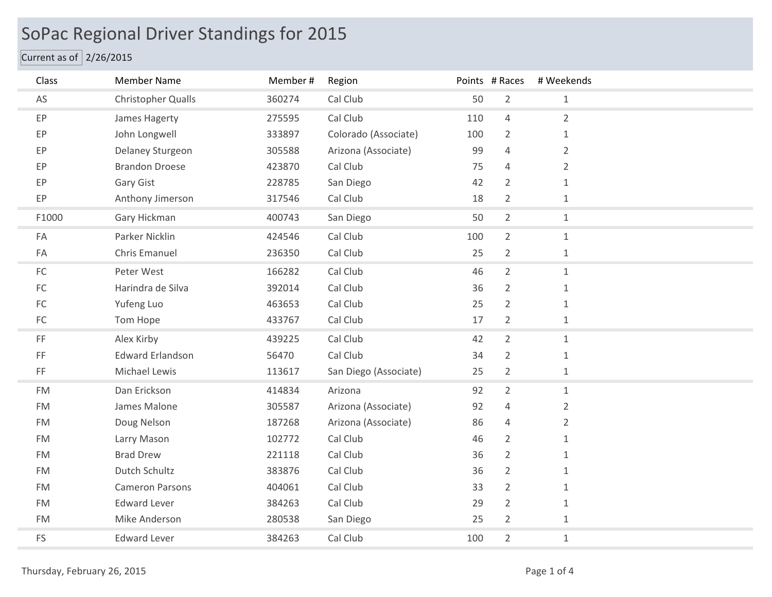# SoPac Regional Driver Standings for 2015

Current as of 2/26/2015

| Class | Member Name | Member # | Region | Points | # Races | # Weekends |
|---|---|---|---|---|---|---|
| AS | Christopher Qualls | 360274 | Cal Club | 50 | 2 | 1 |
| EP | James Hagerty | 275595 | Cal Club | 110 | 4 | 2 |
| EP | John Longwell | 333897 | Colorado (Associate) | 100 | 2 | 1 |
| EP | Delaney Sturgeon | 305588 | Arizona (Associate) | 99 | 4 | 2 |
| EP | Brandon Droese | 423870 | Cal Club | 75 | 4 | 2 |
| EP | Gary Gist | 228785 | San Diego | 42 | 2 | 1 |
| EP | Anthony Jimerson | 317546 | Cal Club | 18 | 2 | 1 |
| F1000 | Gary Hickman | 400743 | San Diego | 50 | 2 | 1 |
| FA | Parker Nicklin | 424546 | Cal Club | 100 | 2 | 1 |
| FA | Chris Emanuel | 236350 | Cal Club | 25 | 2 | 1 |
| FC | Peter West | 166282 | Cal Club | 46 | 2 | 1 |
| FC | Harindra de Silva | 392014 | Cal Club | 36 | 2 | 1 |
| FC | Yufeng Luo | 463653 | Cal Club | 25 | 2 | 1 |
| FC | Tom Hope | 433767 | Cal Club | 17 | 2 | 1 |
| FF | Alex Kirby | 439225 | Cal Club | 42 | 2 | 1 |
| FF | Edward Erlandson | 56470 | Cal Club | 34 | 2 | 1 |
| FF | Michael Lewis | 113617 | San Diego (Associate) | 25 | 2 | 1 |
| FM | Dan Erickson | 414834 | Arizona | 92 | 2 | 1 |
| FM | James Malone | 305587 | Arizona (Associate) | 92 | 4 | 2 |
| FM | Doug Nelson | 187268 | Arizona (Associate) | 86 | 4 | 2 |
| FM | Larry Mason | 102772 | Cal Club | 46 | 2 | 1 |
| FM | Brad Drew | 221118 | Cal Club | 36 | 2 | 1 |
| FM | Dutch Schultz | 383876 | Cal Club | 36 | 2 | 1 |
| FM | Cameron Parsons | 404061 | Cal Club | 33 | 2 | 1 |
| FM | Edward Lever | 384263 | Cal Club | 29 | 2 | 1 |
| FM | Mike Anderson | 280538 | San Diego | 25 | 2 | 1 |
| FS | Edward Lever | 384263 | Cal Club | 100 | 2 | 1 |

Thursday, February 26, 2015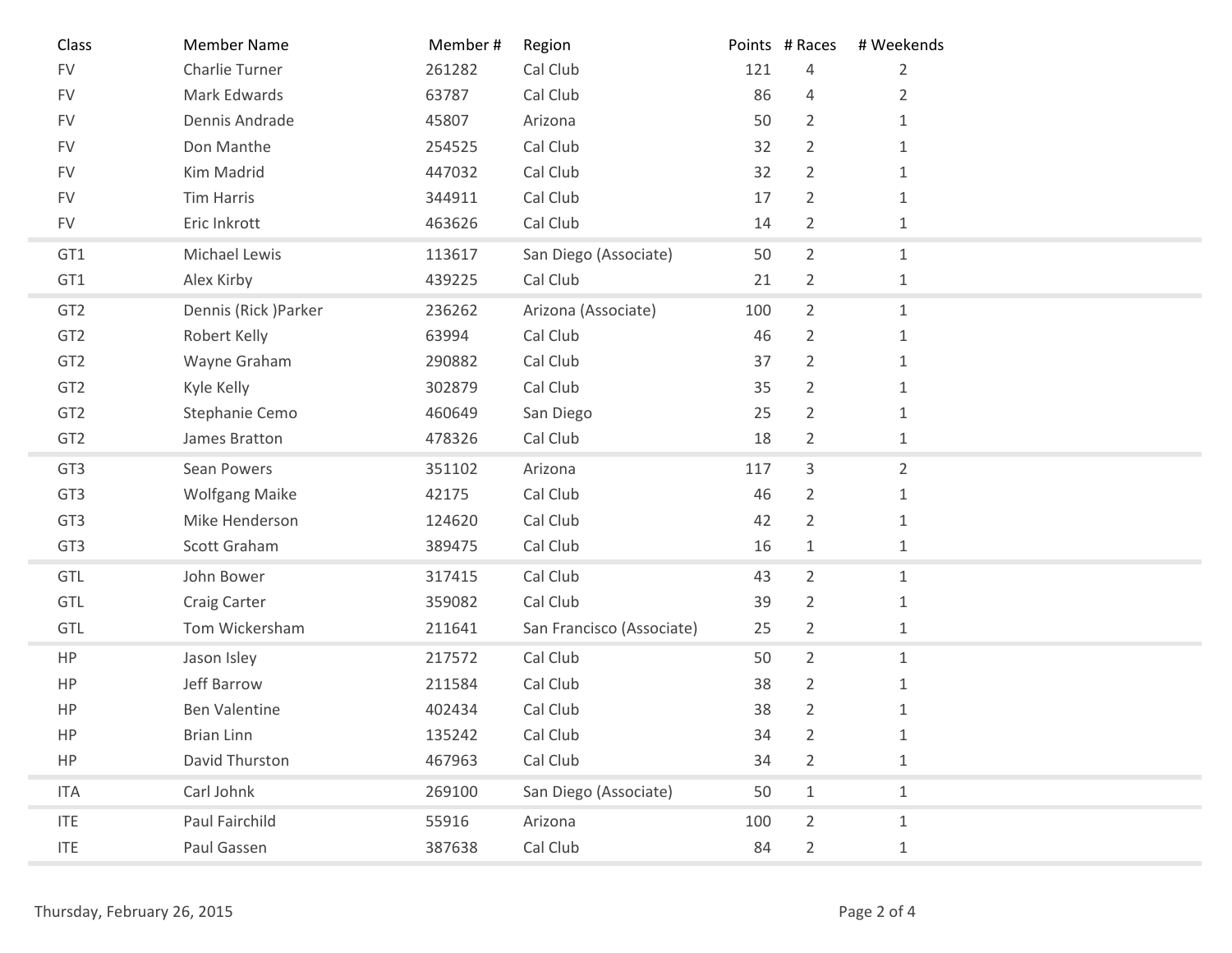| Class | Member Name | Member # | Region | Points | # Races | # Weekends |
|---|---|---|---|---|---|---|
| FV | Charlie Turner | 261282 | Cal Club | 121 | 4 | 2 |
| FV | Mark Edwards | 63787 | Cal Club | 86 | 4 | 2 |
| FV | Dennis Andrade | 45807 | Arizona | 50 | 2 | 1 |
| FV | Don Manthe | 254525 | Cal Club | 32 | 2 | 1 |
| FV | Kim Madrid | 447032 | Cal Club | 32 | 2 | 1 |
| FV | Tim Harris | 344911 | Cal Club | 17 | 2 | 1 |
| FV | Eric Inkrott | 463626 | Cal Club | 14 | 2 | 1 |
| GT1 | Michael Lewis | 113617 | San Diego (Associate) | 50 | 2 | 1 |
| GT1 | Alex Kirby | 439225 | Cal Club | 21 | 2 | 1 |
| GT2 | Dennis (Rick )Parker | 236262 | Arizona (Associate) | 100 | 2 | 1 |
| GT2 | Robert Kelly | 63994 | Cal Club | 46 | 2 | 1 |
| GT2 | Wayne Graham | 290882 | Cal Club | 37 | 2 | 1 |
| GT2 | Kyle Kelly | 302879 | Cal Club | 35 | 2 | 1 |
| GT2 | Stephanie Cemo | 460649 | San Diego | 25 | 2 | 1 |
| GT2 | James Bratton | 478326 | Cal Club | 18 | 2 | 1 |
| GT3 | Sean Powers | 351102 | Arizona | 117 | 3 | 2 |
| GT3 | Wolfgang Maike | 42175 | Cal Club | 46 | 2 | 1 |
| GT3 | Mike Henderson | 124620 | Cal Club | 42 | 2 | 1 |
| GT3 | Scott Graham | 389475 | Cal Club | 16 | 1 | 1 |
| GTL | John Bower | 317415 | Cal Club | 43 | 2 | 1 |
| GTL | Craig Carter | 359082 | Cal Club | 39 | 2 | 1 |
| GTL | Tom Wickersham | 211641 | San Francisco (Associate) | 25 | 2 | 1 |
| HP | Jason Isley | 217572 | Cal Club | 50 | 2 | 1 |
| HP | Jeff Barrow | 211584 | Cal Club | 38 | 2 | 1 |
| HP | Ben Valentine | 402434 | Cal Club | 38 | 2 | 1 |
| HP | Brian Linn | 135242 | Cal Club | 34 | 2 | 1 |
| HP | David Thurston | 467963 | Cal Club | 34 | 2 | 1 |
| ITA | Carl Johnk | 269100 | San Diego (Associate) | 50 | 1 | 1 |
| ITE | Paul Fairchild | 55916 | Arizona | 100 | 2 | 1 |
| ITE | Paul Gassen | 387638 | Cal Club | 84 | 2 | 1 |

Thursday, February 26, 2015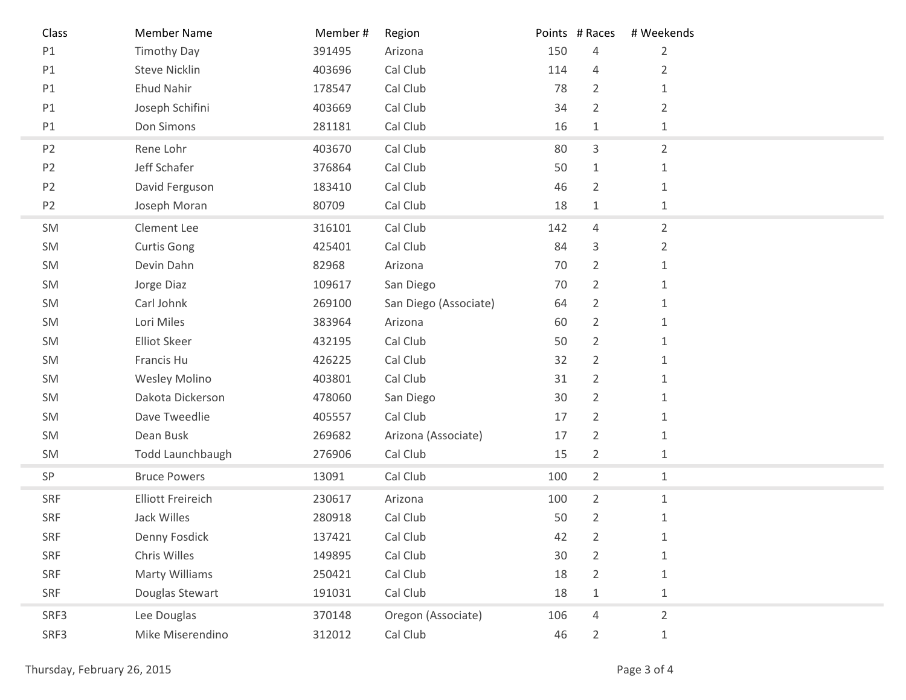| Class | Member Name | Member # | Region | Points | # Races | # Weekends |
|---|---|---|---|---|---|---|
| P1 | Timothy Day | 391495 | Arizona | 150 | 4 | 2 |
| P1 | Steve Nicklin | 403696 | Cal Club | 114 | 4 | 2 |
| P1 | Ehud Nahir | 178547 | Cal Club | 78 | 2 | 1 |
| P1 | Joseph Schifini | 403669 | Cal Club | 34 | 2 | 2 |
| P1 | Don Simons | 281181 | Cal Club | 16 | 1 | 1 |
| P2 | Rene Lohr | 403670 | Cal Club | 80 | 3 | 2 |
| P2 | Jeff Schafer | 376864 | Cal Club | 50 | 1 | 1 |
| P2 | David Ferguson | 183410 | Cal Club | 46 | 2 | 1 |
| P2 | Joseph Moran | 80709 | Cal Club | 18 | 1 | 1 |
| SM | Clement Lee | 316101 | Cal Club | 142 | 4 | 2 |
| SM | Curtis Gong | 425401 | Cal Club | 84 | 3 | 2 |
| SM | Devin Dahn | 82968 | Arizona | 70 | 2 | 1 |
| SM | Jorge Diaz | 109617 | San Diego | 70 | 2 | 1 |
| SM | Carl Johnk | 269100 | San Diego (Associate) | 64 | 2 | 1 |
| SM | Lori Miles | 383964 | Arizona | 60 | 2 | 1 |
| SM | Elliot Skeer | 432195 | Cal Club | 50 | 2 | 1 |
| SM | Francis Hu | 426225 | Cal Club | 32 | 2 | 1 |
| SM | Wesley Molino | 403801 | Cal Club | 31 | 2 | 1 |
| SM | Dakota Dickerson | 478060 | San Diego | 30 | 2 | 1 |
| SM | Dave Tweedlie | 405557 | Cal Club | 17 | 2 | 1 |
| SM | Dean Busk | 269682 | Arizona (Associate) | 17 | 2 | 1 |
| SM | Todd Launchbaugh | 276906 | Cal Club | 15 | 2 | 1 |
| SP | Bruce Powers | 13091 | Cal Club | 100 | 2 | 1 |
| SRF | Elliott Freireich | 230617 | Arizona | 100 | 2 | 1 |
| SRF | Jack Willes | 280918 | Cal Club | 50 | 2 | 1 |
| SRF | Denny Fosdick | 137421 | Cal Club | 42 | 2 | 1 |
| SRF | Chris Willes | 149895 | Cal Club | 30 | 2 | 1 |
| SRF | Marty Williams | 250421 | Cal Club | 18 | 2 | 1 |
| SRF | Douglas Stewart | 191031 | Cal Club | 18 | 1 | 1 |
| SRF3 | Lee Douglas | 370148 | Oregon (Associate) | 106 | 4 | 2 |
| SRF3 | Mike Miserendino | 312012 | Cal Club | 46 | 2 | 1 |

Thursday, February 26, 2015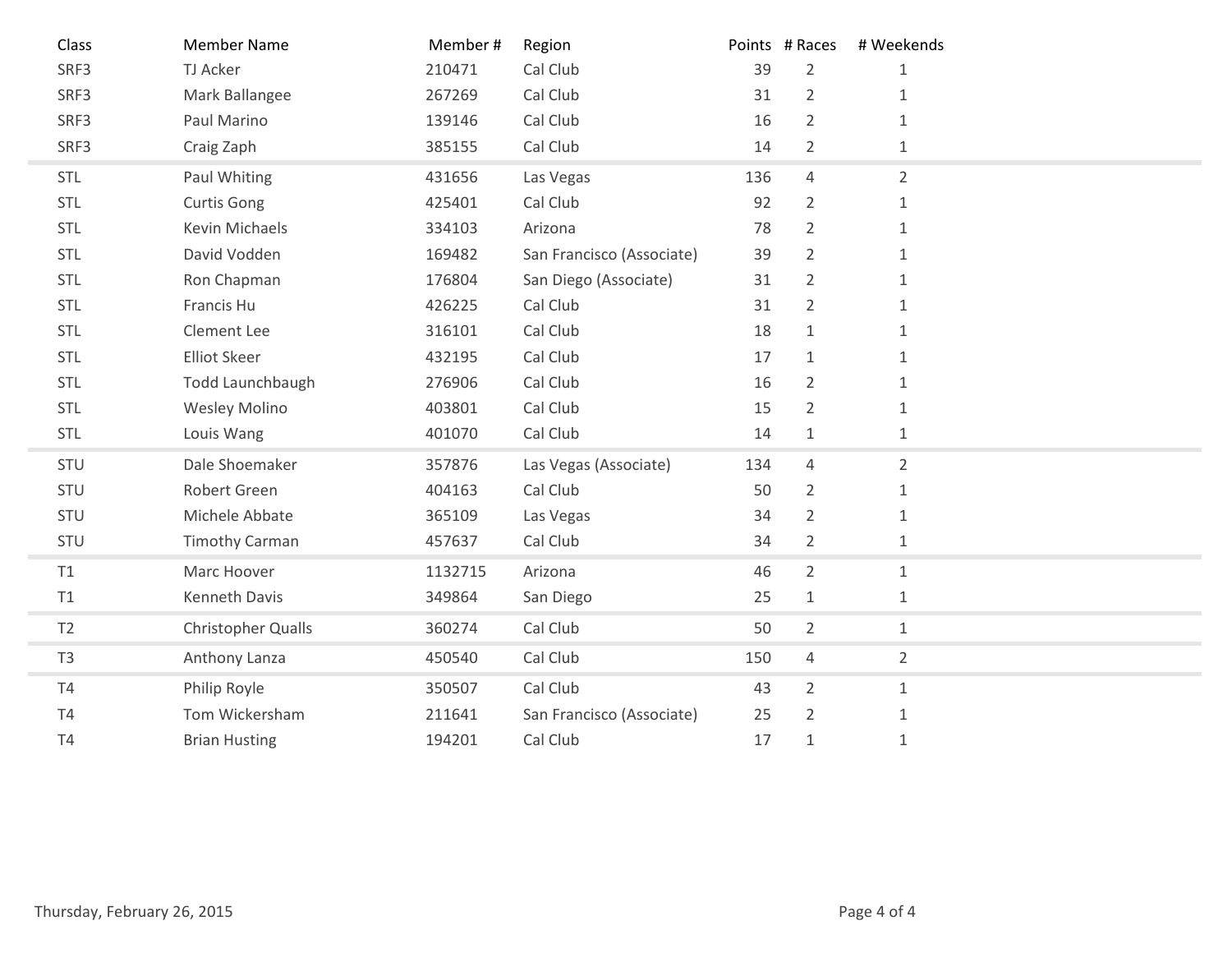| Class | Member Name | Member # | Region | Points | # Races | # Weekends |
|---|---|---|---|---|---|---|
| SRF3 | TJ Acker | 210471 | Cal Club | 39 | 2 | 1 |
| SRF3 | Mark Ballangee | 267269 | Cal Club | 31 | 2 | 1 |
| SRF3 | Paul Marino | 139146 | Cal Club | 16 | 2 | 1 |
| SRF3 | Craig Zaph | 385155 | Cal Club | 14 | 2 | 1 |
| STL | Paul Whiting | 431656 | Las Vegas | 136 | 4 | 2 |
| STL | Curtis Gong | 425401 | Cal Club | 92 | 2 | 1 |
| STL | Kevin Michaels | 334103 | Arizona | 78 | 2 | 1 |
| STL | David Vodden | 169482 | San Francisco (Associate) | 39 | 2 | 1 |
| STL | Ron Chapman | 176804 | San Diego (Associate) | 31 | 2 | 1 |
| STL | Francis Hu | 426225 | Cal Club | 31 | 2 | 1 |
| STL | Clement Lee | 316101 | Cal Club | 18 | 1 | 1 |
| STL | Elliot Skeer | 432195 | Cal Club | 17 | 1 | 1 |
| STL | Todd Launchbaugh | 276906 | Cal Club | 16 | 2 | 1 |
| STL | Wesley Molino | 403801 | Cal Club | 15 | 2 | 1 |
| STL | Louis Wang | 401070 | Cal Club | 14 | 1 | 1 |
| STU | Dale Shoemaker | 357876 | Las Vegas (Associate) | 134 | 4 | 2 |
| STU | Robert Green | 404163 | Cal Club | 50 | 2 | 1 |
| STU | Michele Abbate | 365109 | Las Vegas | 34 | 2 | 1 |
| STU | Timothy Carman | 457637 | Cal Club | 34 | 2 | 1 |
| T1 | Marc Hoover | 1132715 | Arizona | 46 | 2 | 1 |
| T1 | Kenneth Davis | 349864 | San Diego | 25 | 1 | 1 |
| T2 | Christopher Qualls | 360274 | Cal Club | 50 | 2 | 1 |
| T3 | Anthony Lanza | 450540 | Cal Club | 150 | 4 | 2 |
| T4 | Philip Royle | 350507 | Cal Club | 43 | 2 | 1 |
| T4 | Tom Wickersham | 211641 | San Francisco (Associate) | 25 | 2 | 1 |
| T4 | Brian Husting | 194201 | Cal Club | 17 | 1 | 1 |

Thursday, February 26, 2015